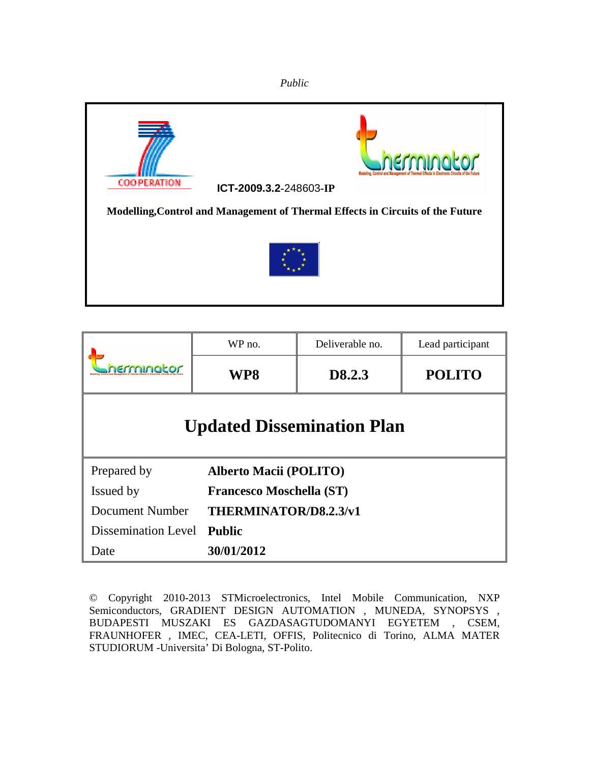*Public*

ICT-2009.3.2-248603-IP

**Modelling,Control and Management of Thermal Effects in Circuits of the Future**

| | WP no. | Deliverable no. | Lead participant |
|---|---|---|---|
| | **WP8** | **D8.2.3** | **POLITO** |

# Updated Dissemination Plan

| | |
|---|---|
| Prepared by | **Alberto Macii (POLITO)** |
| Issued by | **Francesco Moschella (ST)** |
| Document Number | **THERMINATOR/D8.2.3/v1** |
| Dissemination Level | **Public** |
| Date | **30/01/2012** |

© Copyright 2010-2013 STMicroelectronics, Intel Mobile Communication, NXP Semiconductors, GRADIENT DESIGN AUTOMATION , MUNEDA, SYNOPSYS , BUDAPESTI MUSZAKI ES GAZDASAGTUDOMANYI EGYETEM , CSEM, FRAUNHOFER , IMEC, CEA-LETI, OFFIS, Politecnico di Torino, ALMA MATER STUDIORUM -Universita' Di Bologna, ST-Polito.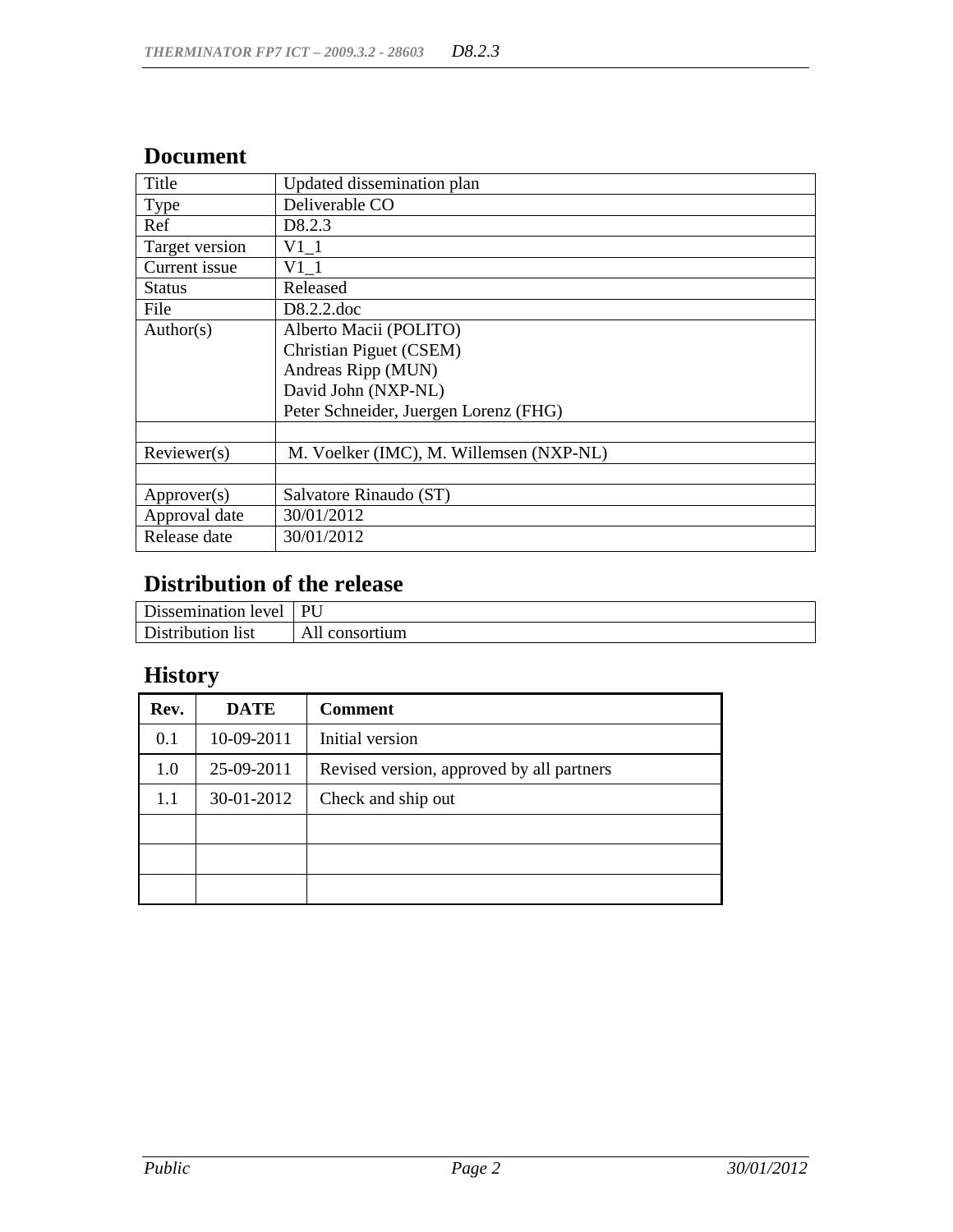## Document

| Title | Updated dissemination plan |
|---|---|
| Type | Deliverable CO |
| Ref | D8.2.3 |
| Target version | V1_1 |
| Current issue | V1_1 |
| Status | Released |
| File | D8.2.2.doc |
| Author(s) | Alberto Macii (POLITO)<br>Christian Piguet (CSEM)<br>Andreas Ripp (MUN)<br>David John (NXP-NL)<br>Peter Schneider, Juergen Lorenz (FHG) |
| | |
| Reviewer(s) | M. Voelker (IMC), M. Willemsen (NXP-NL) |
| | |
| Approver(s) | Salvatore Rinaudo (ST) |
| Approval date | 30/01/2012 |
| Release date | 30/01/2012 |

## Distribution of the release

| Dissemination level | PU |
|---|---|
| Distribution list | All consortium |

## History

| Rev. | DATE | Comment |
|---|---|---|
| 0.1 | 10-09-2011 | Initial version |
| 1.0 | 25-09-2011 | Revised version, approved by all partners |
| 1.1 | 30-01-2012 | Check and ship out |
| | | |
| | | |
| | | |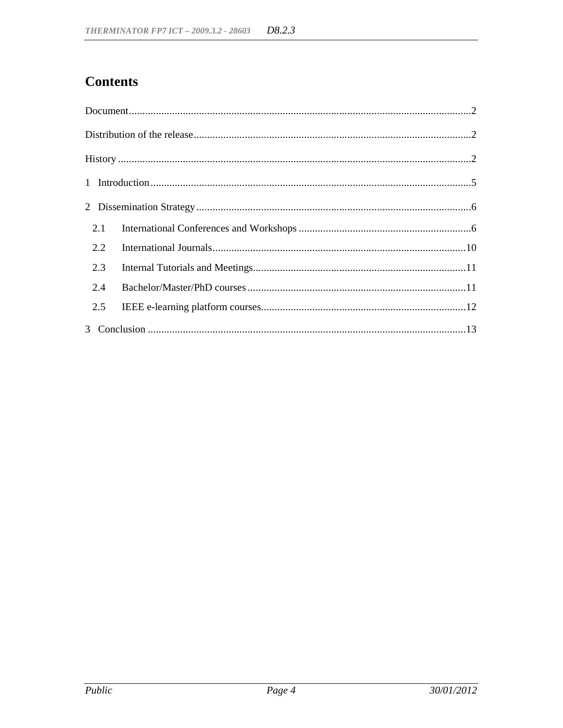# Contents

Document ..............................................................................................................................2

Distribution of the release ......................................................................................................2

History ...................................................................................................................................2

1 Introduction .......................................................................................................................5

2 Dissemination Strategy .....................................................................................................6

- 2.1 International Conferences and Workshops ................................................................6
- 2.2 International Journals ..............................................................................................10
- 2.3 Internal Tutorials and Meetings ...............................................................................11
- 2.4 Bachelor/Master/PhD courses .................................................................................11
- 2.5 IEEE e-learning platform courses ............................................................................12

3 Conclusion .......................................................................................................................13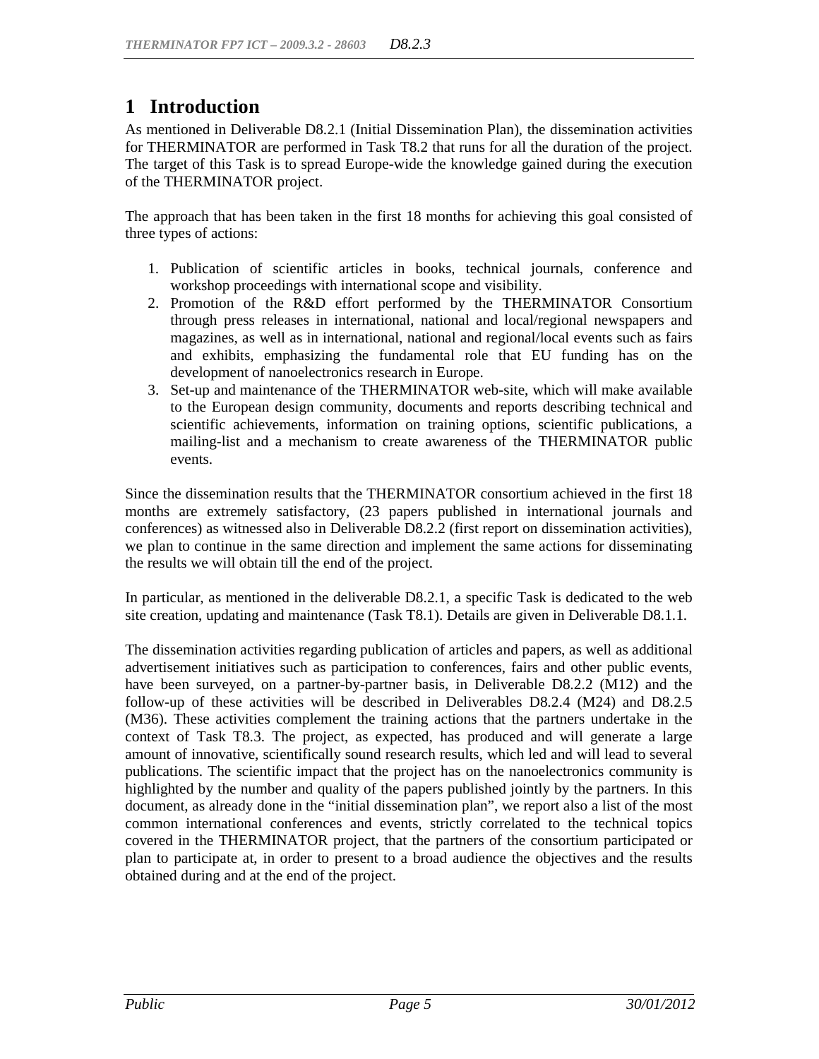# 1 Introduction

As mentioned in Deliverable D8.2.1 (Initial Dissemination Plan), the dissemination activities for THERMINATOR are performed in Task T8.2 that runs for all the duration of the project. The target of this Task is to spread Europe-wide the knowledge gained during the execution of the THERMINATOR project.

The approach that has been taken in the first 18 months for achieving this goal consisted of three types of actions:

1. Publication of scientific articles in books, technical journals, conference and workshop proceedings with international scope and visibility.
2. Promotion of the R&D effort performed by the THERMINATOR Consortium through press releases in international, national and local/regional newspapers and magazines, as well as in international, national and regional/local events such as fairs and exhibits, emphasizing the fundamental role that EU funding has on the development of nanoelectronics research in Europe.
3. Set-up and maintenance of the THERMINATOR web-site, which will make available to the European design community, documents and reports describing technical and scientific achievements, information on training options, scientific publications, a mailing-list and a mechanism to create awareness of the THERMINATOR public events.

Since the dissemination results that the THERMINATOR consortium achieved in the first 18 months are extremely satisfactory, (23 papers published in international journals and conferences) as witnessed also in Deliverable D8.2.2 (first report on dissemination activities), we plan to continue in the same direction and implement the same actions for disseminating the results we will obtain till the end of the project.

In particular, as mentioned in the deliverable D8.2.1, a specific Task is dedicated to the web site creation, updating and maintenance (Task T8.1). Details are given in Deliverable D8.1.1.

The dissemination activities regarding publication of articles and papers, as well as additional advertisement initiatives such as participation to conferences, fairs and other public events, have been surveyed, on a partner-by-partner basis, in Deliverable D8.2.2 (M12) and the follow-up of these activities will be described in Deliverables D8.2.4 (M24) and D8.2.5 (M36). These activities complement the training actions that the partners undertake in the context of Task T8.3. The project, as expected, has produced and will generate a large amount of innovative, scientifically sound research results, which led and will lead to several publications. The scientific impact that the project has on the nanoelectronics community is highlighted by the number and quality of the papers published jointly by the partners. In this document, as already done in the "initial dissemination plan", we report also a list of the most common international conferences and events, strictly correlated to the technical topics covered in the THERMINATOR project, that the partners of the consortium participated or plan to participate at, in order to present to a broad audience the objectives and the results obtained during and at the end of the project.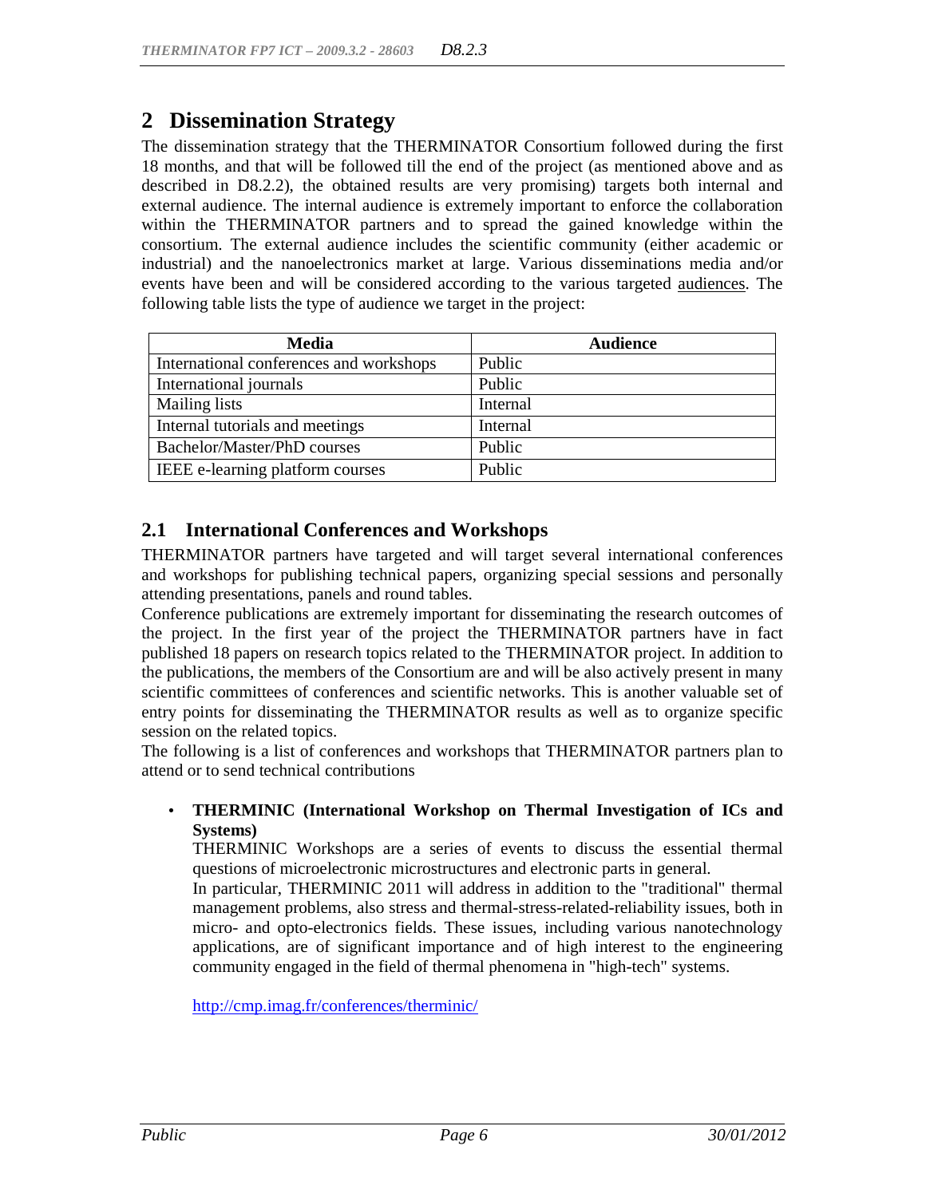# 2 Dissemination Strategy

The dissemination strategy that the THERMINATOR Consortium followed during the first 18 months, and that will be followed till the end of the project (as mentioned above and as described in D8.2.2), the obtained results are very promising) targets both internal and external audience. The internal audience is extremely important to enforce the collaboration within the THERMINATOR partners and to spread the gained knowledge within the consortium. The external audience includes the scientific community (either academic or industrial) and the nanoelectronics market at large. Various disseminations media and/or events have been and will be considered according to the various targeted audiences. The following table lists the type of audience we target in the project:

| Media | Audience |
| --- | --- |
| International conferences and workshops | Public |
| International journals | Public |
| Mailing lists | Internal |
| Internal tutorials and meetings | Internal |
| Bachelor/Master/PhD courses | Public |
| IEEE e-learning platform courses | Public |

## 2.1 International Conferences and Workshops

THERMINATOR partners have targeted and will target several international conferences and workshops for publishing technical papers, organizing special sessions and personally attending presentations, panels and round tables.

Conference publications are extremely important for disseminating the research outcomes of the project. In the first year of the project the THERMINATOR partners have in fact published 18 papers on research topics related to the THERMINATOR project. In addition to the publications, the members of the Consortium are and will be also actively present in many scientific committees of conferences and scientific networks. This is another valuable set of entry points for disseminating the THERMINATOR results as well as to organize specific session on the related topics.

The following is a list of conferences and workshops that THERMINATOR partners plan to attend or to send technical contributions

- **THERMINIC (International Workshop on Thermal Investigation of ICs and Systems)**

  THERMINIC Workshops are a series of events to discuss the essential thermal questions of microelectronic microstructures and electronic parts in general.

  In particular, THERMINIC 2011 will address in addition to the "traditional" thermal management problems, also stress and thermal-stress-related-reliability issues, both in micro- and opto-electronics fields. These issues, including various nanotechnology applications, are of significant importance and of high interest to the engineering community engaged in the field of thermal phenomena in "high-tech" systems.

  http://cmp.imag.fr/conferences/therminic/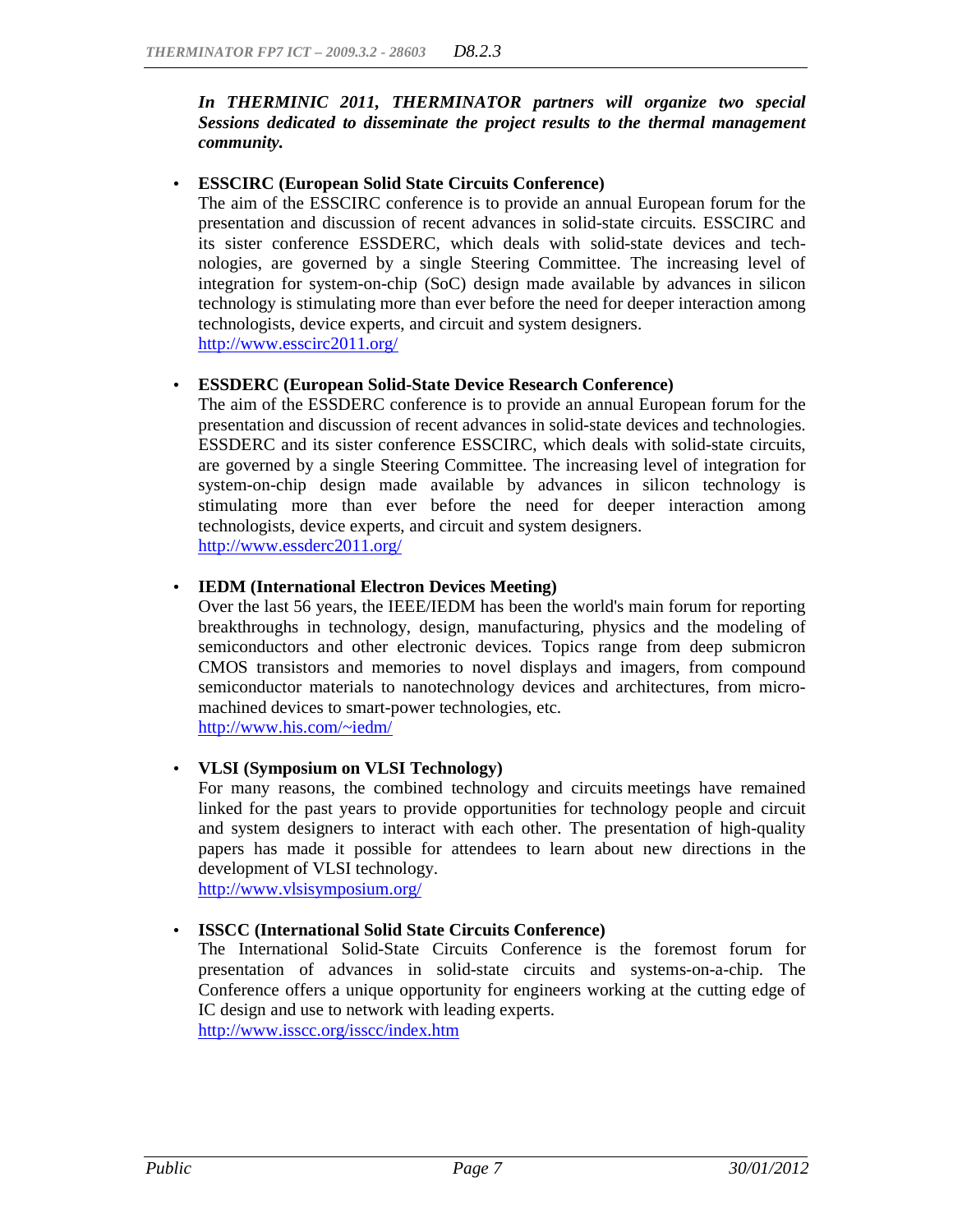***In THERMINIC 2011, THERMINATOR partners will organize two special Sessions dedicated to disseminate the project results to the thermal management community.***

- **ESSCIRC (European Solid State Circuits Conference)**
  The aim of the ESSCIRC conference is to provide an annual European forum for the presentation and discussion of recent advances in solid-state circuits. ESSCIRC and its sister conference ESSDERC, which deals with solid-state devices and technologies, are governed by a single Steering Committee. The increasing level of integration for system-on-chip (SoC) design made available by advances in silicon technology is stimulating more than ever before the need for deeper interaction among technologists, device experts, and circuit and system designers.
  http://www.esscirc2011.org/

- **ESSDERC (European Solid-State Device Research Conference)**
  The aim of the ESSDERC conference is to provide an annual European forum for the presentation and discussion of recent advances in solid-state devices and technologies. ESSDERC and its sister conference ESSCIRC, which deals with solid-state circuits, are governed by a single Steering Committee. The increasing level of integration for system-on-chip design made available by advances in silicon technology is stimulating more than ever before the need for deeper interaction among technologists, device experts, and circuit and system designers.
  http://www.essderc2011.org/

- **IEDM (International Electron Devices Meeting)**
  Over the last 56 years, the IEEE/IEDM has been the world's main forum for reporting breakthroughs in technology, design, manufacturing, physics and the modeling of semiconductors and other electronic devices. Topics range from deep submicron CMOS transistors and memories to novel displays and imagers, from compound semiconductor materials to nanotechnology devices and architectures, from micro-machined devices to smart-power technologies, etc.
  http://www.his.com/~iedm/

- **VLSI (Symposium on VLSI Technology)**
  For many reasons, the combined technology and circuits meetings have remained linked for the past years to provide opportunities for technology people and circuit and system designers to interact with each other. The presentation of high-quality papers has made it possible for attendees to learn about new directions in the development of VLSI technology.
  http://www.vlsisymposium.org/

- **ISSCC (International Solid State Circuits Conference)**
  The International Solid-State Circuits Conference is the foremost forum for presentation of advances in solid-state circuits and systems-on-a-chip. The Conference offers a unique opportunity for engineers working at the cutting edge of IC design and use to network with leading experts.
  http://www.isscc.org/isscc/index.htm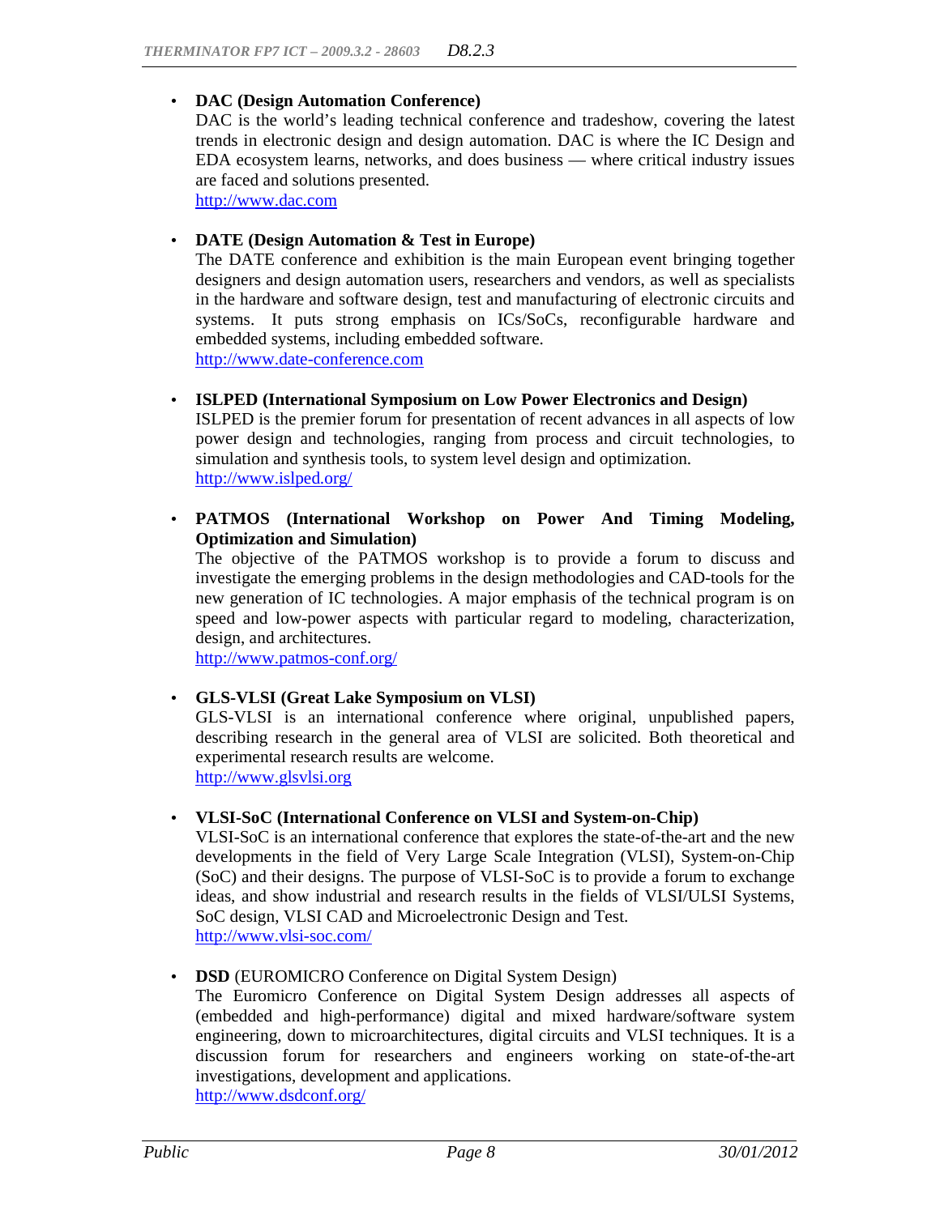- **DAC (Design Automation Conference)**
  DAC is the world's leading technical conference and tradeshow, covering the latest trends in electronic design and design automation. DAC is where the IC Design and EDA ecosystem learns, networks, and does business — where critical industry issues are faced and solutions presented.
  http://www.dac.com

- **DATE (Design Automation & Test in Europe)**
  The DATE conference and exhibition is the main European event bringing together designers and design automation users, researchers and vendors, as well as specialists in the hardware and software design, test and manufacturing of electronic circuits and systems. It puts strong emphasis on ICs/SoCs, reconfigurable hardware and embedded systems, including embedded software.
  http://www.date-conference.com

- **ISLPED (International Symposium on Low Power Electronics and Design)**
  ISLPED is the premier forum for presentation of recent advances in all aspects of low power design and technologies, ranging from process and circuit technologies, to simulation and synthesis tools, to system level design and optimization.
  http://www.islped.org/

- **PATMOS (International Workshop on Power And Timing Modeling, Optimization and Simulation)**
  The objective of the PATMOS workshop is to provide a forum to discuss and investigate the emerging problems in the design methodologies and CAD-tools for the new generation of IC technologies. A major emphasis of the technical program is on speed and low-power aspects with particular regard to modeling, characterization, design, and architectures.
  http://www.patmos-conf.org/

- **GLS-VLSI (Great Lake Symposium on VLSI)**
  GLS-VLSI is an international conference where original, unpublished papers, describing research in the general area of VLSI are solicited. Both theoretical and experimental research results are welcome.
  http://www.glsvlsi.org

- **VLSI-SoC (International Conference on VLSI and System-on-Chip)**
  VLSI-SoC is an international conference that explores the state-of-the-art and the new developments in the field of Very Large Scale Integration (VLSI), System-on-Chip (SoC) and their designs. The purpose of VLSI-SoC is to provide a forum to exchange ideas, and show industrial and research results in the fields of VLSI/ULSI Systems, SoC design, VLSI CAD and Microelectronic Design and Test.
  http://www.vlsi-soc.com/

- **DSD** (EUROMICRO Conference on Digital System Design)
  The Euromicro Conference on Digital System Design addresses all aspects of (embedded and high-performance) digital and mixed hardware/software system engineering, down to microarchitectures, digital circuits and VLSI techniques. It is a discussion forum for researchers and engineers working on state-of-the-art investigations, development and applications.
  http://www.dsdconf.org/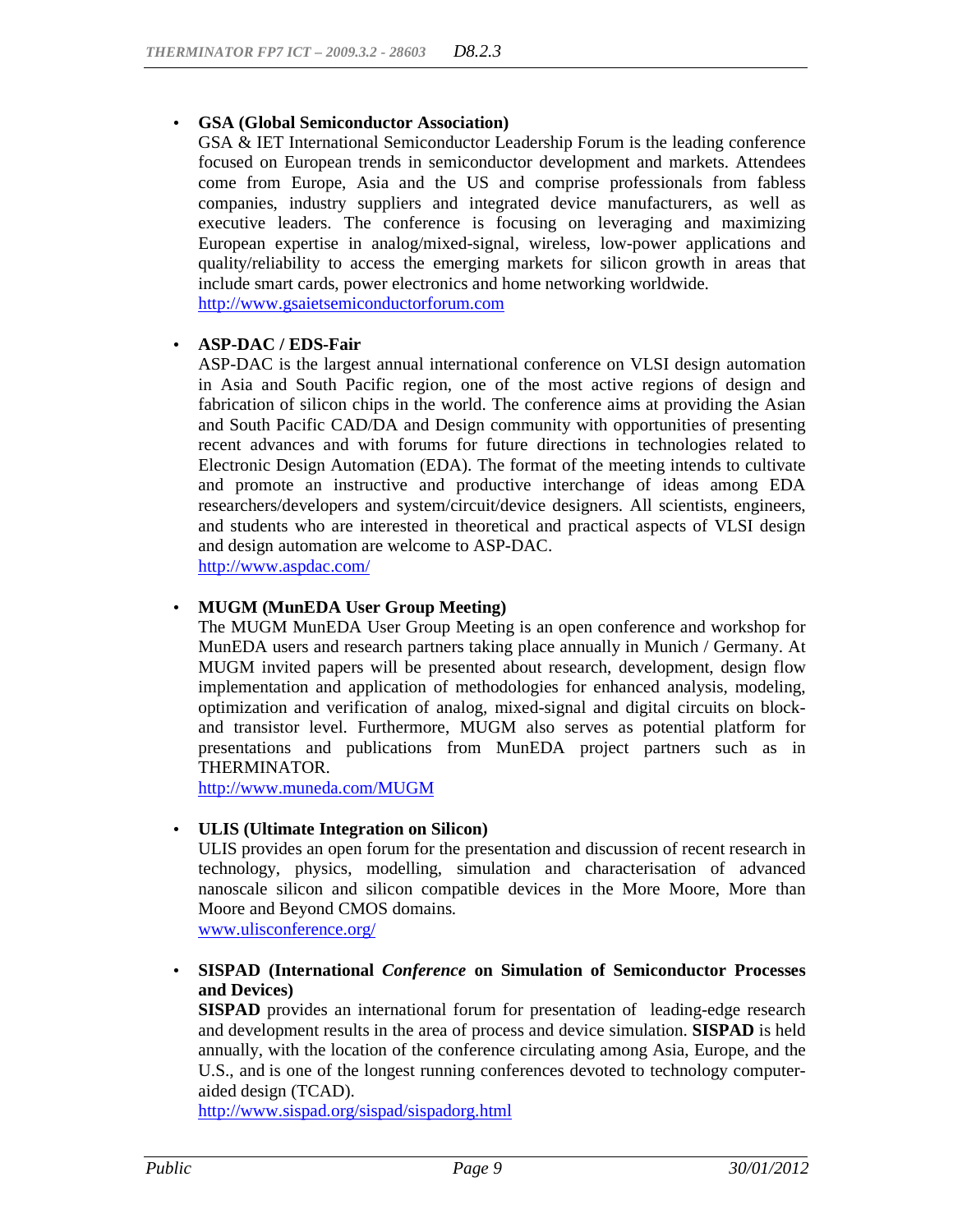- **GSA (Global Semiconductor Association)**
  GSA & IET International Semiconductor Leadership Forum is the leading conference focused on European trends in semiconductor development and markets. Attendees come from Europe, Asia and the US and comprise professionals from fabless companies, industry suppliers and integrated device manufacturers, as well as executive leaders. The conference is focusing on leveraging and maximizing European expertise in analog/mixed-signal, wireless, low-power applications and quality/reliability to access the emerging markets for silicon growth in areas that include smart cards, power electronics and home networking worldwide.
  http://www.gsaietsemiconductorforum.com

- **ASP-DAC / EDS-Fair**
  ASP-DAC is the largest annual international conference on VLSI design automation in Asia and South Pacific region, one of the most active regions of design and fabrication of silicon chips in the world. The conference aims at providing the Asian and South Pacific CAD/DA and Design community with opportunities of presenting recent advances and with forums for future directions in technologies related to Electronic Design Automation (EDA). The format of the meeting intends to cultivate and promote an instructive and productive interchange of ideas among EDA researchers/developers and system/circuit/device designers. All scientists, engineers, and students who are interested in theoretical and practical aspects of VLSI design and design automation are welcome to ASP-DAC.
  http://www.aspdac.com/

- **MUGM (MunEDA User Group Meeting)**
  The MUGM MunEDA User Group Meeting is an open conference and workshop for MunEDA users and research partners taking place annually in Munich / Germany. At MUGM invited papers will be presented about research, development, design flow implementation and application of methodologies for enhanced analysis, modeling, optimization and verification of analog, mixed-signal and digital circuits on block- and transistor level. Furthermore, MUGM also serves as potential platform for presentations and publications from MunEDA project partners such as in THERMINATOR.
  http://www.muneda.com/MUGM

- **ULIS (Ultimate Integration on Silicon)**
  ULIS provides an open forum for the presentation and discussion of recent research in technology, physics, modelling, simulation and characterisation of advanced nanoscale silicon and silicon compatible devices in the More Moore, More than Moore and Beyond CMOS domains.
  www.ulisconference.org/

- **SISPAD (International *Conference* on Simulation of Semiconductor Processes and Devices)**
  **SISPAD** provides an international forum for presentation of leading-edge research and development results in the area of process and device simulation. **SISPAD** is held annually, with the location of the conference circulating among Asia, Europe, and the U.S., and is one of the longest running conferences devoted to technology computer-aided design (TCAD).
  http://www.sispad.org/sispad/sispadorg.html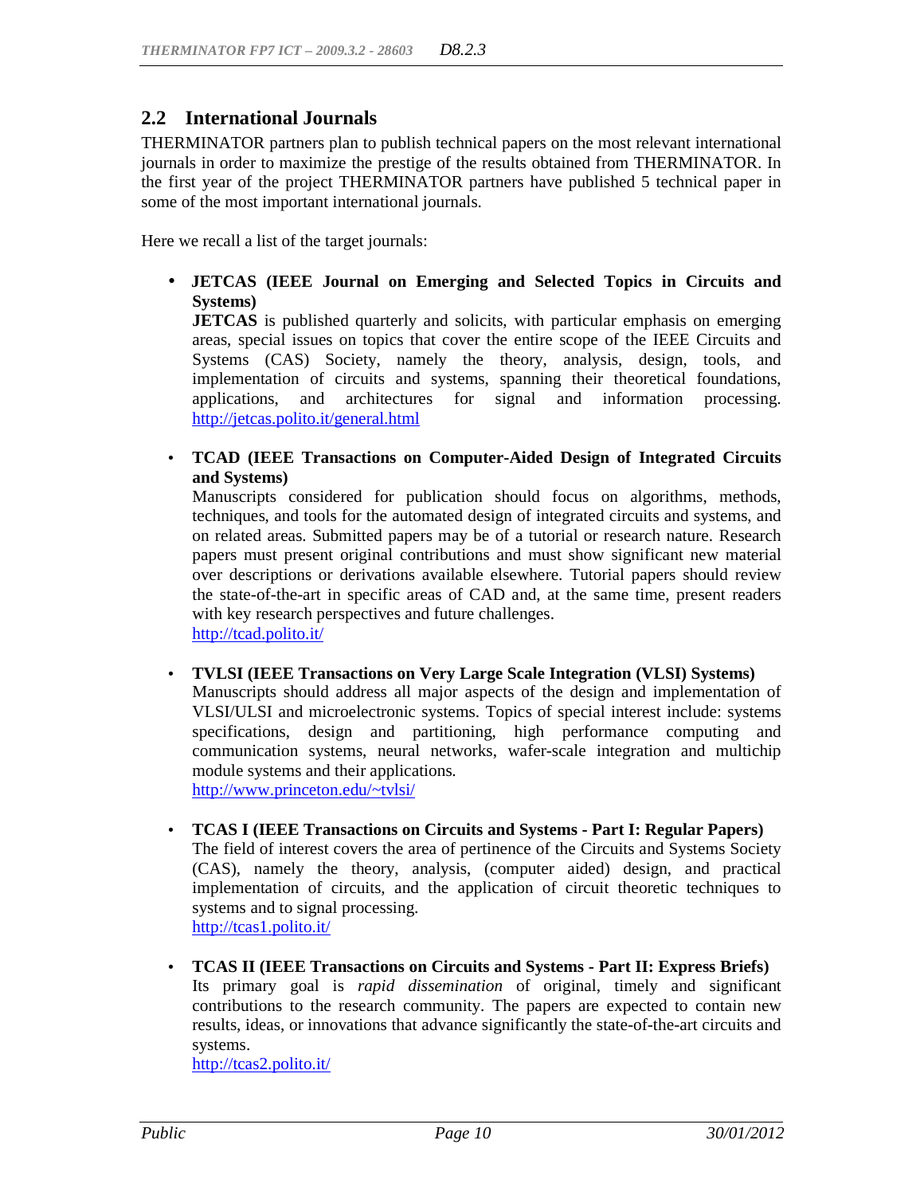## 2.2 International Journals

THERMINATOR partners plan to publish technical papers on the most relevant international journals in order to maximize the prestige of the results obtained from THERMINATOR. In the first year of the project THERMINATOR partners have published 5 technical paper in some of the most important international journals.

Here we recall a list of the target journals:

- **JETCAS (IEEE Journal on Emerging and Selected Topics in Circuits and Systems)**
  **JETCAS** is published quarterly and solicits, with particular emphasis on emerging areas, special issues on topics that cover the entire scope of the IEEE Circuits and Systems (CAS) Society, namely the theory, analysis, design, tools, and implementation of circuits and systems, spanning their theoretical foundations, applications, and architectures for signal and information processing.
  http://jetcas.polito.it/general.html

- **TCAD (IEEE Transactions on Computer-Aided Design of Integrated Circuits and Systems)**
  Manuscripts considered for publication should focus on algorithms, methods, techniques, and tools for the automated design of integrated circuits and systems, and on related areas. Submitted papers may be of a tutorial or research nature. Research papers must present original contributions and must show significant new material over descriptions or derivations available elsewhere. Tutorial papers should review the state-of-the-art in specific areas of CAD and, at the same time, present readers with key research perspectives and future challenges.
  http://tcad.polito.it/

- **TVLSI (IEEE Transactions on Very Large Scale Integration (VLSI) Systems)**
  Manuscripts should address all major aspects of the design and implementation of VLSI/ULSI and microelectronic systems. Topics of special interest include: systems specifications, design and partitioning, high performance computing and communication systems, neural networks, wafer-scale integration and multichip module systems and their applications.
  http://www.princeton.edu/~tvlsi/

- **TCAS I (IEEE Transactions on Circuits and Systems - Part I: Regular Papers)**
  The field of interest covers the area of pertinence of the Circuits and Systems Society (CAS), namely the theory, analysis, (computer aided) design, and practical implementation of circuits, and the application of circuit theoretic techniques to systems and to signal processing.
  http://tcas1.polito.it/

- **TCAS II (IEEE Transactions on Circuits and Systems - Part II: Express Briefs)**
  Its primary goal is *rapid dissemination* of original, timely and significant contributions to the research community. The papers are expected to contain new results, ideas, or innovations that advance significantly the state-of-the-art circuits and systems.
  http://tcas2.polito.it/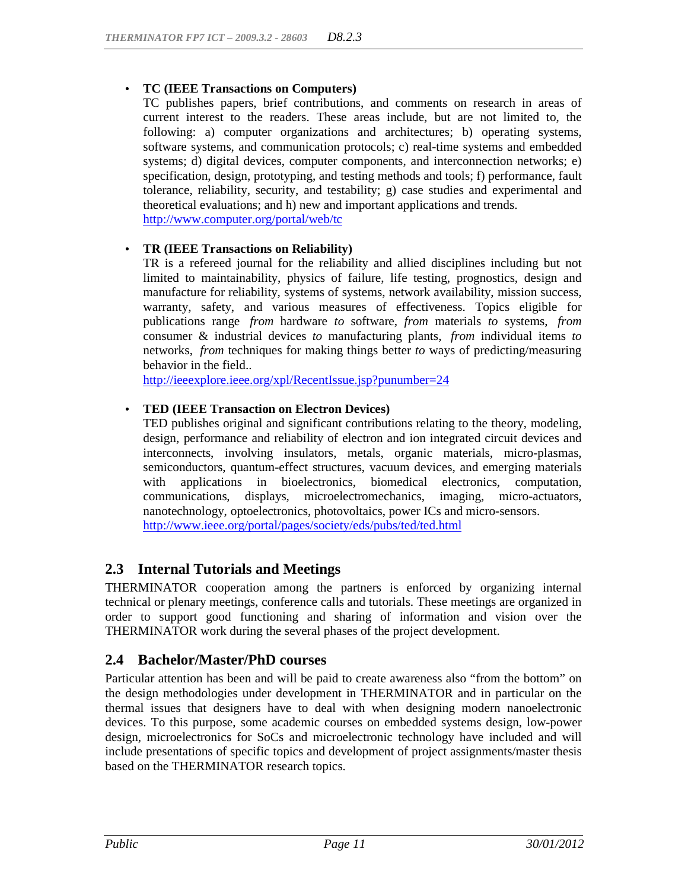- **TC (IEEE Transactions on Computers)**
  TC publishes papers, brief contributions, and comments on research in areas of current interest to the readers. These areas include, but are not limited to, the following: a) computer organizations and architectures; b) operating systems, software systems, and communication protocols; c) real-time systems and embedded systems; d) digital devices, computer components, and interconnection networks; e) specification, design, prototyping, and testing methods and tools; f) performance, fault tolerance, reliability, security, and testability; g) case studies and experimental and theoretical evaluations; and h) new and important applications and trends.
  http://www.computer.org/portal/web/tc

- **TR (IEEE Transactions on Reliability)**
  TR is a refereed journal for the reliability and allied disciplines including but not limited to maintainability, physics of failure, life testing, prognostics, design and manufacture for reliability, systems of systems, network availability, mission success, warranty, safety, and various measures of effectiveness. Topics eligible for publications range *from* hardware *to* software, *from* materials *to* systems, *from* consumer & industrial devices *to* manufacturing plants, *from* individual items *to* networks, *from* techniques for making things better *to* ways of predicting/measuring behavior in the field..
  http://ieeexplore.ieee.org/xpl/RecentIssue.jsp?punumber=24

- **TED (IEEE Transaction on Electron Devices)**
  TED publishes original and significant contributions relating to the theory, modeling, design, performance and reliability of electron and ion integrated circuit devices and interconnects, involving insulators, metals, organic materials, micro-plasmas, semiconductors, quantum-effect structures, vacuum devices, and emerging materials with applications in bioelectronics, biomedical electronics, computation, communications, displays, microelectromechanics, imaging, micro-actuators, nanotechnology, optoelectronics, photovoltaics, power ICs and micro-sensors.
  http://www.ieee.org/portal/pages/society/eds/pubs/ted/ted.html

## 2.3 Internal Tutorials and Meetings

THERMINATOR cooperation among the partners is enforced by organizing internal technical or plenary meetings, conference calls and tutorials. These meetings are organized in order to support good functioning and sharing of information and vision over the THERMINATOR work during the several phases of the project development.

## 2.4 Bachelor/Master/PhD courses

Particular attention has been and will be paid to create awareness also “from the bottom” on the design methodologies under development in THERMINATOR and in particular on the thermal issues that designers have to deal with when designing modern nanoelectronic devices. To this purpose, some academic courses on embedded systems design, low-power design, microelectronics for SoCs and microelectronic technology have included and will include presentations of specific topics and development of project assignments/master thesis based on the THERMINATOR research topics.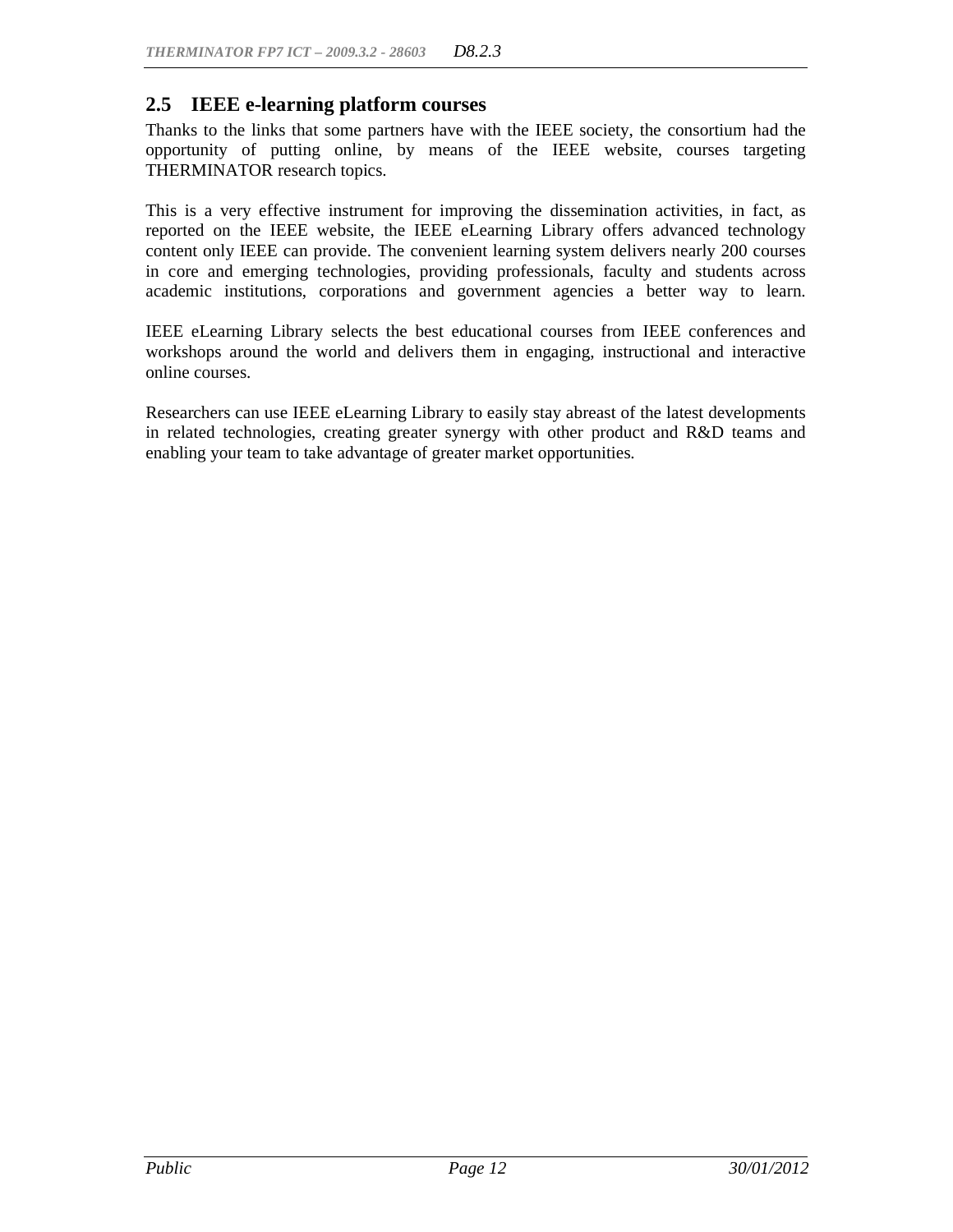## 2.5 IEEE e-learning platform courses

Thanks to the links that some partners have with the IEEE society, the consortium had the opportunity of putting online, by means of the IEEE website, courses targeting THERMINATOR research topics.

This is a very effective instrument for improving the dissemination activities, in fact, as reported on the IEEE website, the IEEE eLearning Library offers advanced technology content only IEEE can provide. The convenient learning system delivers nearly 200 courses in core and emerging technologies, providing professionals, faculty and students across academic institutions, corporations and government agencies a better way to learn.

IEEE eLearning Library selects the best educational courses from IEEE conferences and workshops around the world and delivers them in engaging, instructional and interactive online courses.

Researchers can use IEEE eLearning Library to easily stay abreast of the latest developments in related technologies, creating greater synergy with other product and R&D teams and enabling your team to take advantage of greater market opportunities.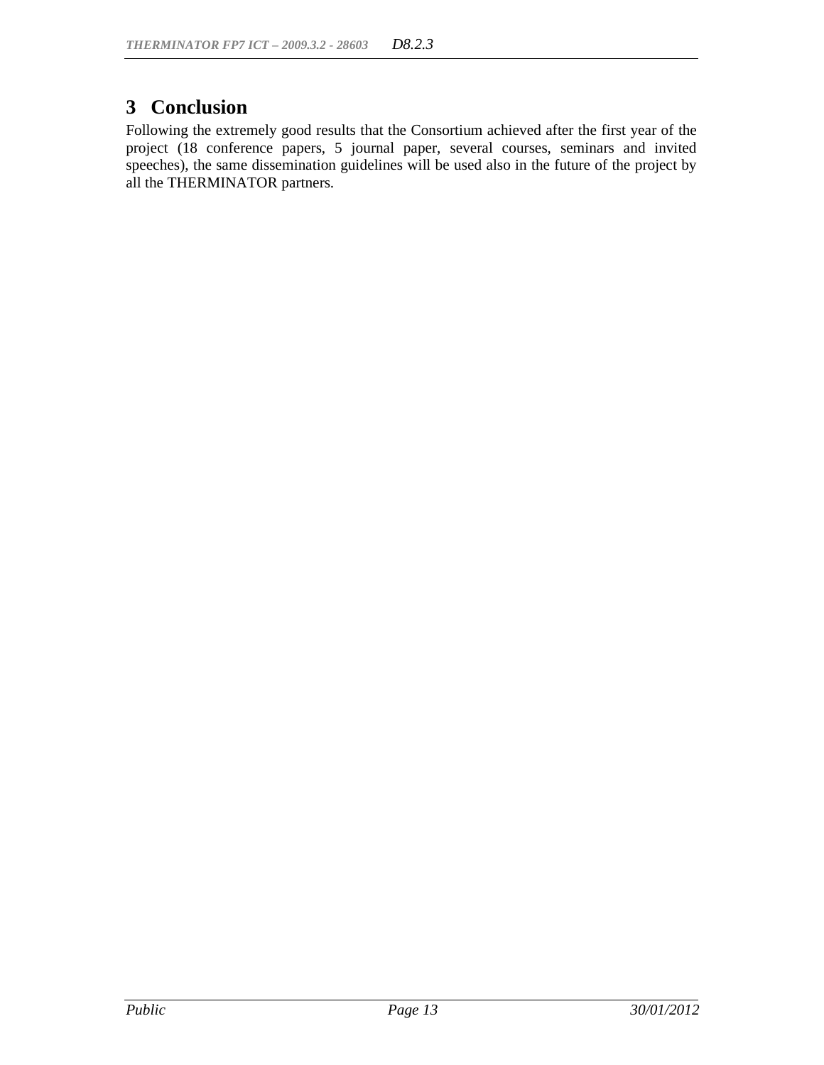# 3 Conclusion

Following the extremely good results that the Consortium achieved after the first year of the project (18 conference papers, 5 journal paper, several courses, seminars and invited speeches), the same dissemination guidelines will be used also in the future of the project by all the THERMINATOR partners.